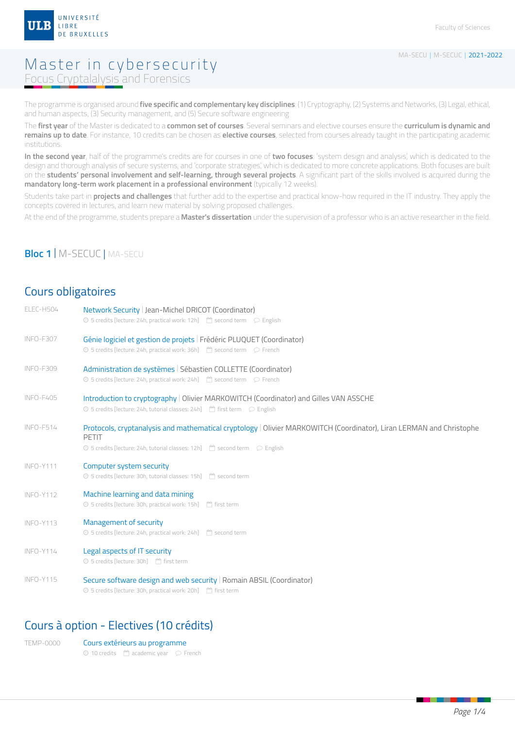UNIVERSITÉ LIBRE DE BRUXELLES

Faculty of Sciences

MA-SECU | M-SECUC | 2021-2022

# Master in cybersecurity

## Focus Cryptalalysis and Forensics

The programme is organised around **five specific and complementary key disciplines**: (1) Cryptography, (2) Systems and Networks, (3) Legal, ethical, and human aspects, (3) Security management, and (5) Secure software engineering

The **first year** of the Master is dedicated to a **common set of courses**. Several seminars and elective courses ensure the **curriculum is dynamic and remains up to date**. For instance, 10 credits can be chosen as **elective courses**, selected from courses already taught in the participating academic institutions.

**In the second year**, half of the programme's credits are for courses in one of **two focuses**: 'system design and analysis', which is dedicated to the design and thorough analysis of secure systems, and 'corporate strategies', which is dedicated to more concrete applications. Both focuses are built on the **students' personal involvement and self-learning, through several projects**. A significant part of the skills involved is acquired during the **mandatory long-term work placement in a professional environment** (typically 12 weeks).

Students take part in **projects and challenges** that further add to the expertise and practical know-how required in the IT industry. They apply the concepts covered in lectures, and learn new material by solving proposed challenges.

At the end of the programme, students prepare a **Master's dissertation** under the supervision of a professor who is an active researcher in the field.

## Bloc 1 | M-SECUC | MA-SECU

### Cours obligatoires

ELEC-H504 — **Network Security** | Jean-Michel DRICOT (Coordinator)
5 credits [lecture: 24h, practical work: 12h] — second term — English

INFO-F307 — **Génie logiciel et gestion de projets** | Frédéric PLUQUET (Coordinator)
5 credits [lecture: 24h, practical work: 36h] — second term — French

INFO-F309 — **Administration de systèmes** | Sébastien COLLETTE (Coordinator)
5 credits [lecture: 24h, practical work: 24h] — second term — French

INFO-F405 — **Introduction to cryptography** | Olivier MARKOWITCH (Coordinator) and Gilles VAN ASSCHE
5 credits [lecture: 24h, tutorial classes: 24h] — first term — English

INFO-F514 — **Protocols, cryptanalysis and mathematical cryptology** | Olivier MARKOWITCH (Coordinator), Liran LERMAN and Christophe PETIT
5 credits [lecture: 24h, tutorial classes: 12h] — second term — English

INFO-Y111 — **Computer system security**
5 credits [lecture: 30h, tutorial classes: 15h] — second term

INFO-Y112 — **Machine learning and data mining**
5 credits [lecture: 30h, practical work: 15h] — first term

INFO-Y113 — **Management of security**
5 credits [lecture: 24h, practical work: 24h] — second term

INFO-Y114 — **Legal aspects of IT security**
5 credits [lecture: 30h] — first term

INFO-Y115 — **Secure software design and web security** | Romain ABSIL (Coordinator)
5 credits [lecture: 30h, practical work: 20h] — first term

### Cours à option - Electives (10 crédits)

TEMP-0000 — **Cours extérieurs au programme**
10 credits — academic year — French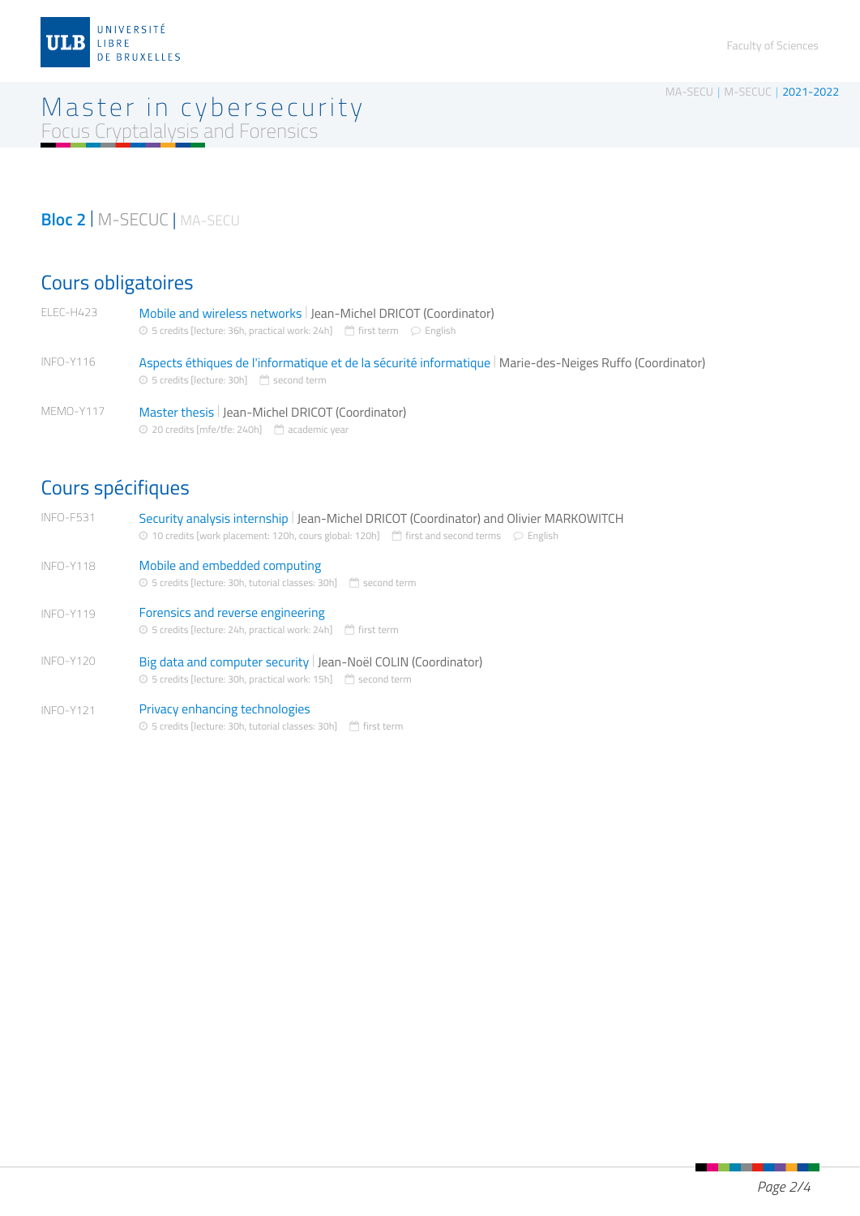# Master in cybersecurity

Focus Cryptalalysis and Forensics

## Bloc 2 | M-SECUC | MA-SECU

### Cours obligatoires

ELEC-H423 — Mobile and wireless networks | Jean-Michel DRICOT (Coordinator)
5 credits [lecture: 36h, practical work: 24h] — first term — English

INFO-Y116 — Aspects éthiques de l'informatique et de la sécurité informatique | Marie-des-Neiges Ruffo (Coordinator)
5 credits [lecture: 30h] — second term

MEMO-Y117 — Master thesis | Jean-Michel DRICOT (Coordinator)
20 credits [mfe/tfe: 240h] — academic year

### Cours spécifiques

INFO-F531 — Security analysis internship | Jean-Michel DRICOT (Coordinator) and Olivier MARKOWITCH
10 credits [work placement: 120h, cours global: 120h] — first and second terms — English

INFO-Y118 — Mobile and embedded computing
5 credits [lecture: 30h, tutorial classes: 30h] — second term

INFO-Y119 — Forensics and reverse engineering
5 credits [lecture: 24h, practical work: 24h] — first term

INFO-Y120 — Big data and computer security | Jean-Noël COLIN (Coordinator)
5 credits [lecture: 30h, practical work: 15h] — second term

INFO-Y121 — Privacy enhancing technologies
5 credits [lecture: 30h, tutorial classes: 30h] — first term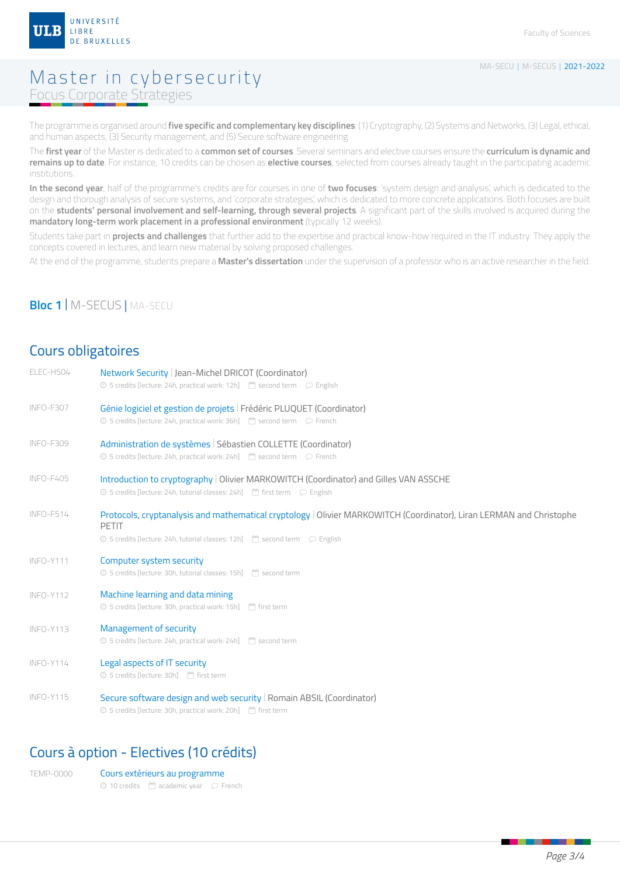# Master in cybersecurity

Focus Corporate Strategies

MA-SECU | M-SECUS | 2021-2022

The programme is organised around **five specific and complementary key disciplines**: (1) Cryptography, (2) Systems and Networks, (3) Legal, ethical, and human aspects, (3) Security management, and (5) Secure software engineering

The **first year** of the Master is dedicated to a **common set of courses**. Several seminars and elective courses ensure the **curriculum is dynamic and remains up to date**. For instance, 10 credits can be chosen as **elective courses**, selected from courses already taught in the participating academic institutions.

**In the second year**, half of the programme's credits are for courses in one of **two focuses**: 'system design and analysis', which is dedicated to the design and thorough analysis of secure systems, and 'corporate strategies', which is dedicated to more concrete applications. Both focuses are built on the **students' personal involvement and self-learning, through several projects**. A significant part of the skills involved is acquired during the **mandatory long-term work placement in a professional environment** (typically 12 weeks).

Students take part in **projects and challenges** that further add to the expertise and practical know-how required in the IT industry. They apply the concepts covered in lectures, and learn new material by solving proposed challenges.

At the end of the programme, students prepare a **Master's dissertation** under the supervision of a professor who is an active researcher in the field.

## Bloc 1 | M-SECUS | MA-SECU

### Cours obligatoires

| Code | Course |
|---|---|
| ELEC-H504 | Network Security \| Jean-Michel DRICOT (Coordinator)<br>5 credits [lecture: 24h, practical work: 12h] — second term — English |
| INFO-F307 | Génie logiciel et gestion de projets \| Frédéric PLUQUET (Coordinator)<br>5 credits [lecture: 24h, practical work: 36h] — second term — French |
| INFO-F309 | Administration de systèmes \| Sébastien COLLETTE (Coordinator)<br>5 credits [lecture: 24h, practical work: 24h] — second term — French |
| INFO-F405 | Introduction to cryptography \| Olivier MARKOWITCH (Coordinator) and Gilles VAN ASSCHE<br>5 credits [lecture: 24h, tutorial classes: 24h] — first term — English |
| INFO-F514 | Protocols, cryptanalysis and mathematical cryptology \| Olivier MARKOWITCH (Coordinator), Liran LERMAN and Christophe PETIT<br>5 credits [lecture: 24h, tutorial classes: 12h] — second term — English |
| INFO-Y111 | Computer system security<br>5 credits [lecture: 30h, tutorial classes: 15h] — second term |
| INFO-Y112 | Machine learning and data mining<br>5 credits [lecture: 30h, practical work: 15h] — first term |
| INFO-Y113 | Management of security<br>5 credits [lecture: 24h, practical work: 24h] — second term |
| INFO-Y114 | Legal aspects of IT security<br>5 credits [lecture: 30h] — first term |
| INFO-Y115 | Secure software design and web security \| Romain ABSIL (Coordinator)<br>5 credits [lecture: 30h, practical work: 20h] — first term |

### Cours à option - Electives (10 crédits)

| Code | Course |
|---|---|
| TEMP-0000 | Cours extérieurs au programme<br>10 credits — academic year — French |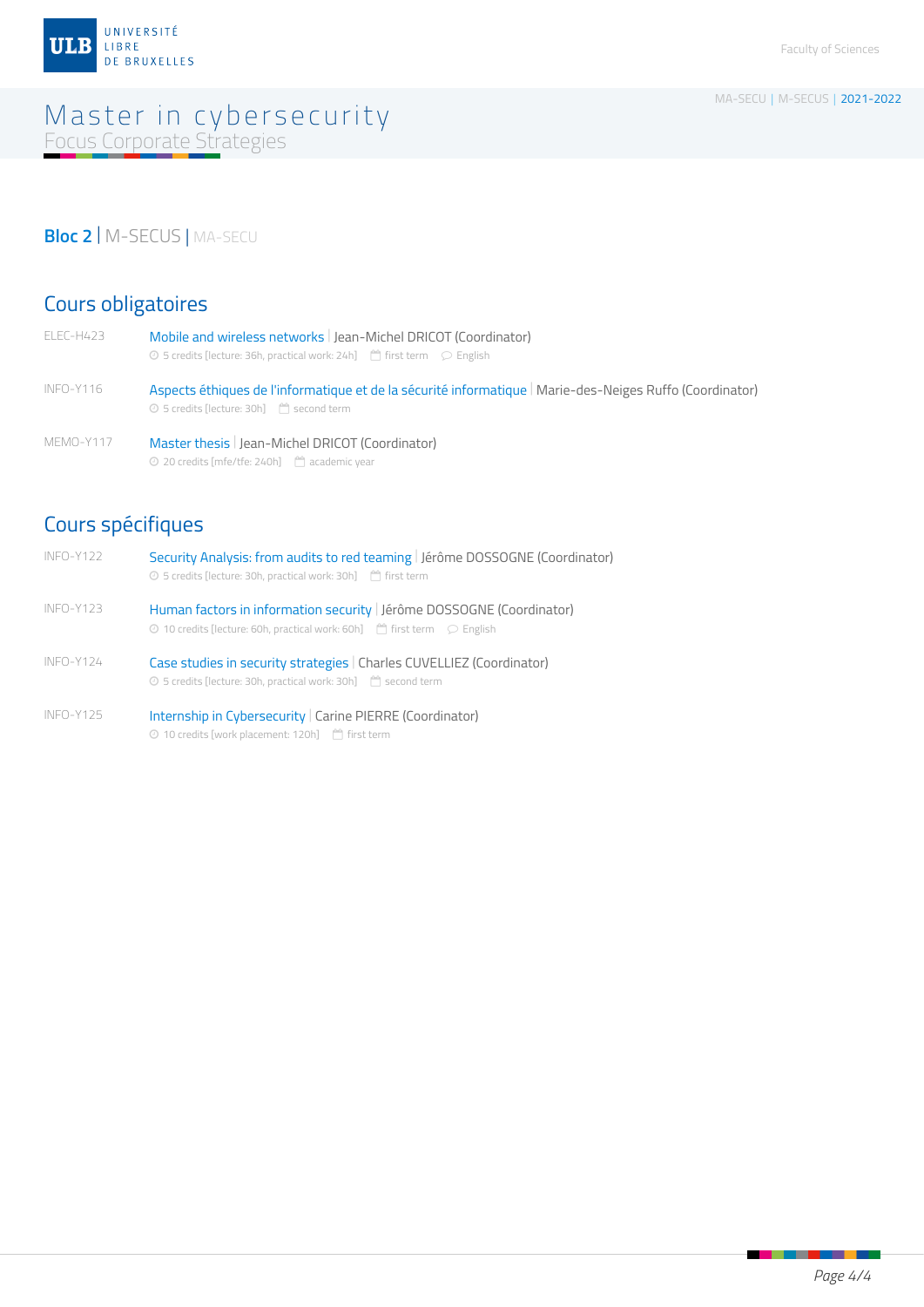# Master in cybersecurity

Focus Corporate Strategies

## Bloc 2 | M-SECUS | MA-SECU

### Cours obligatoires

ELEC-H423 — Mobile and wireless networks | Jean-Michel DRICOT (Coordinator)
5 credits [lecture: 36h, practical work: 24h] · first term · English

INFO-Y116 — Aspects éthiques de l'informatique et de la sécurité informatique | Marie-des-Neiges Ruffo (Coordinator)
5 credits [lecture: 30h] · second term

MEMO-Y117 — Master thesis | Jean-Michel DRICOT (Coordinator)
20 credits [mfe/tfe: 240h] · academic year

### Cours spécifiques

INFO-Y122 — Security Analysis: from audits to red teaming | Jérôme DOSSOGNE (Coordinator)
5 credits [lecture: 30h, practical work: 30h] · first term

INFO-Y123 — Human factors in information security | Jérôme DOSSOGNE (Coordinator)
10 credits [lecture: 60h, practical work: 60h] · first term · English

INFO-Y124 — Case studies in security strategies | Charles CUVELLIEZ (Coordinator)
5 credits [lecture: 30h, practical work: 30h] · second term

INFO-Y125 — Internship in Cybersecurity | Carine PIERRE (Coordinator)
10 credits [work placement: 120h] · first term